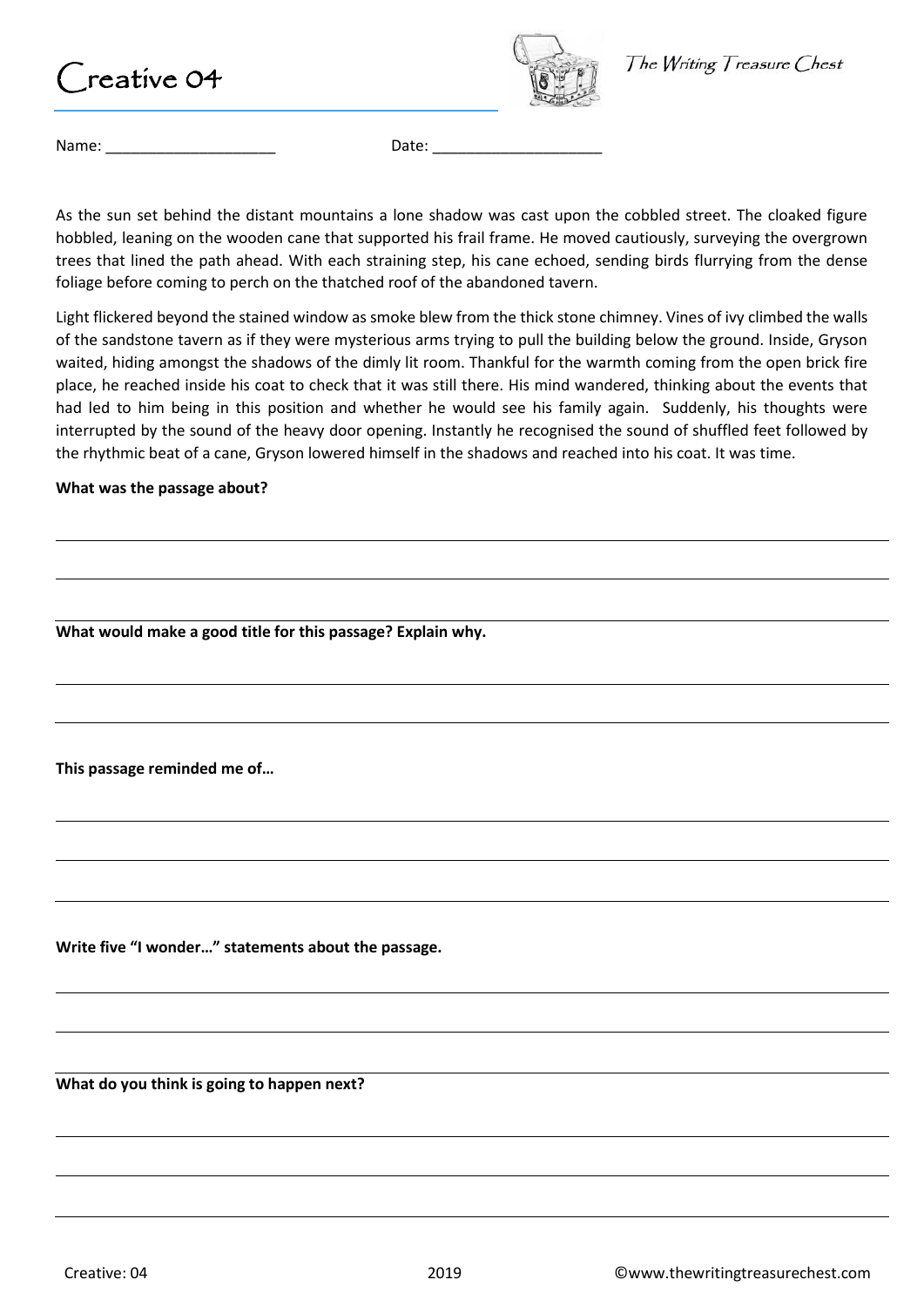# Creative 04

*The Writing Treasure Chest*

Name: ____________________ Date: ____________________

As the sun set behind the distant mountains a lone shadow was cast upon the cobbled street. The cloaked figure hobbled, leaning on the wooden cane that supported his frail frame. He moved cautiously, surveying the overgrown trees that lined the path ahead. With each straining step, his cane echoed, sending birds flurrying from the dense foliage before coming to perch on the thatched roof of the abandoned tavern.

Light flickered beyond the stained window as smoke blew from the thick stone chimney. Vines of ivy climbed the walls of the sandstone tavern as if they were mysterious arms trying to pull the building below the ground. Inside, Gryson waited, hiding amongst the shadows of the dimly lit room. Thankful for the warmth coming from the open brick fire place, he reached inside his coat to check that it was still there. His mind wandered, thinking about the events that had led to him being in this position and whether he would see his family again. Suddenly, his thoughts were interrupted by the sound of the heavy door opening. Instantly he recognised the sound of shuffled feet followed by the rhythmic beat of a cane, Gryson lowered himself in the shadows and reached into his coat. It was time.

**What was the passage about?**

**What would make a good title for this passage? Explain why.**

**This passage reminded me of…**

**Write five "I wonder…" statements about the passage.**

**What do you think is going to happen next?**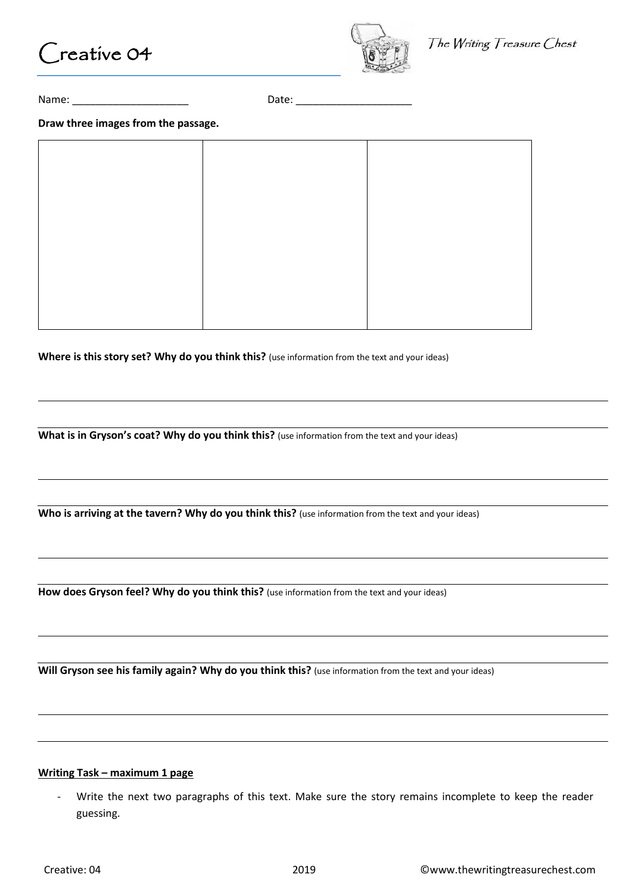# Creative 04

*The Writing Treasure Chest*

Name: ____________________ Date: ____________________

**Draw three images from the passage.**

| | | |
|---|---|---|
| | | |

**Where is this story set? Why do you think this?** (use information from the text and your ideas)

______________________________________________________________________

______________________________________________________________________

**What is in Gryson's coat? Why do you think this?** (use information from the text and your ideas)

______________________________________________________________________

______________________________________________________________________

**Who is arriving at the tavern? Why do you think this?** (use information from the text and your ideas)

______________________________________________________________________

______________________________________________________________________

**How does Gryson feel? Why do you think this?** (use information from the text and your ideas)

______________________________________________________________________

______________________________________________________________________

**Will Gryson see his family again? Why do you think this?** (use information from the text and your ideas)

______________________________________________________________________

______________________________________________________________________

**Writing Task – maximum 1 page**

- Write the next two paragraphs of this text. Make sure the story remains incomplete to keep the reader guessing.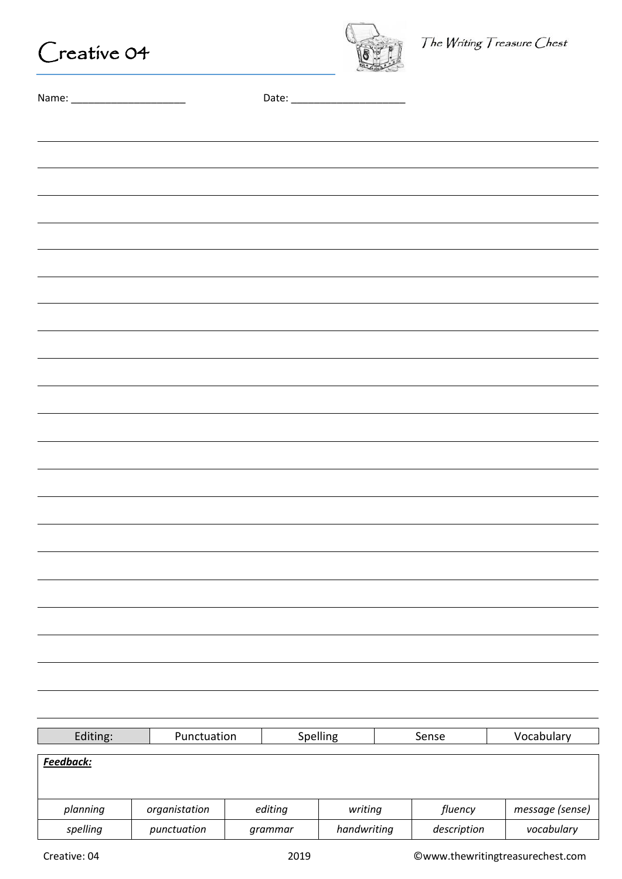# Creative 04

*The Writing Treasure Chest*

Name: ____________________ Date: ____________________

| Editing: | Punctuation | Spelling | Sense | Vocabulary |
|---|---|---|---|---|

***Feedback:***

| | | | | | |
|---|---|---|---|---|---|
| *planning* | *organisation* | *editing* | *writing* | *fluency* | *message (sense)* |
| *spelling* | *punctuation* | *grammar* | *handwriting* | *description* | *vocabulary* |